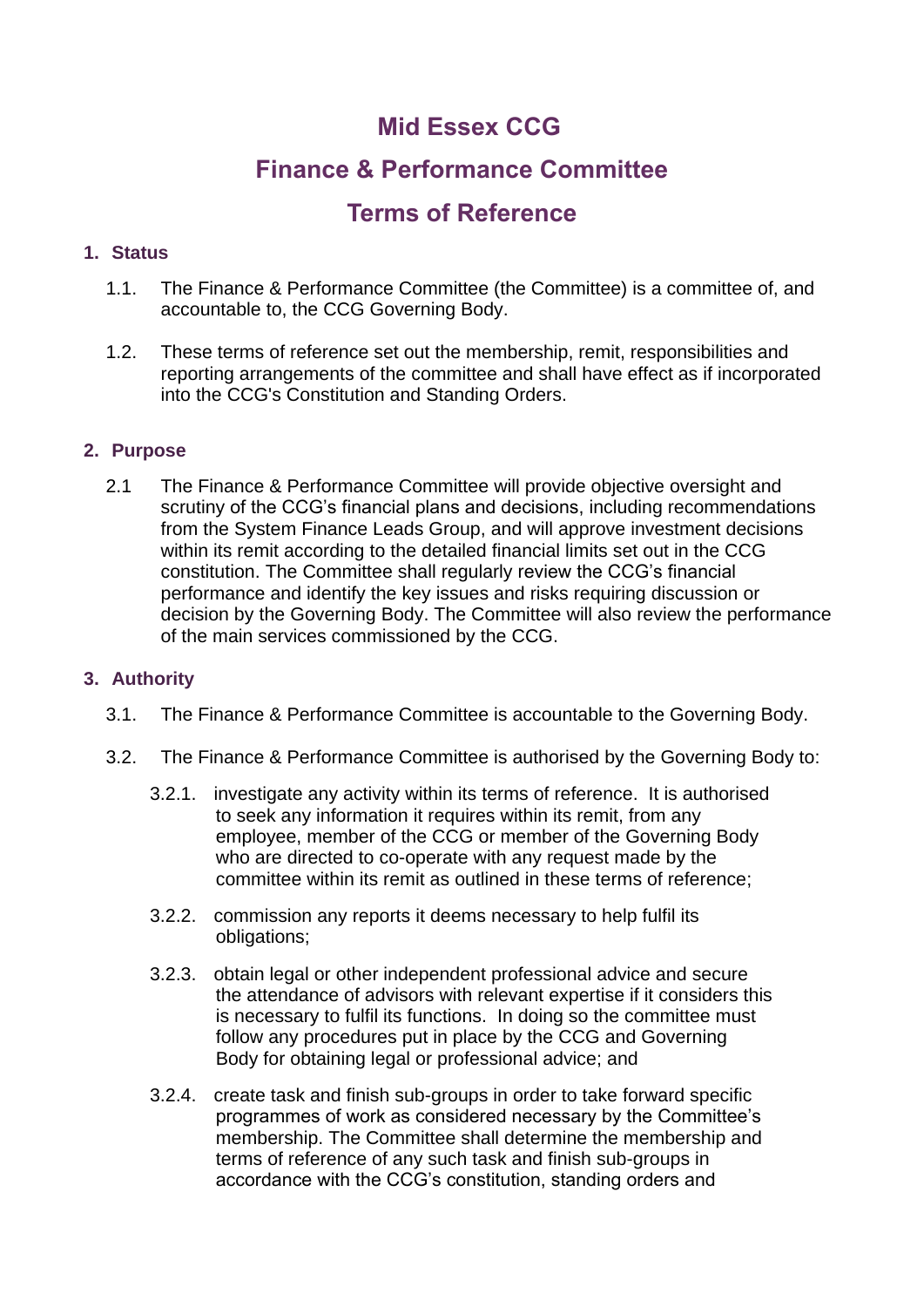# Mid Essex CCG

# Finance & Performance Committee

# Terms of Reference

## 1. Status

1.1. The Finance & Performance Committee (the Committee) is a committee of, and accountable to, the CCG Governing Body.

1.2. These terms of reference set out the membership, remit, responsibilities and reporting arrangements of the committee and shall have effect as if incorporated into the CCG's Constitution and Standing Orders.

## 2. Purpose

2.1 The Finance & Performance Committee will provide objective oversight and scrutiny of the CCG's financial plans and decisions, including recommendations from the System Finance Leads Group, and will approve investment decisions within its remit according to the detailed financial limits set out in the CCG constitution. The Committee shall regularly review the CCG's financial performance and identify the key issues and risks requiring discussion or decision by the Governing Body. The Committee will also review the performance of the main services commissioned by the CCG.

## 3. Authority

3.1. The Finance & Performance Committee is accountable to the Governing Body.

3.2. The Finance & Performance Committee is authorised by the Governing Body to:

3.2.1. investigate any activity within its terms of reference. It is authorised to seek any information it requires within its remit, from any employee, member of the CCG or member of the Governing Body who are directed to co-operate with any request made by the committee within its remit as outlined in these terms of reference;

3.2.2. commission any reports it deems necessary to help fulfil its obligations;

3.2.3. obtain legal or other independent professional advice and secure the attendance of advisors with relevant expertise if it considers this is necessary to fulfil its functions. In doing so the committee must follow any procedures put in place by the CCG and Governing Body for obtaining legal or professional advice; and

3.2.4. create task and finish sub-groups in order to take forward specific programmes of work as considered necessary by the Committee's membership. The Committee shall determine the membership and terms of reference of any such task and finish sub-groups in accordance with the CCG's constitution, standing orders and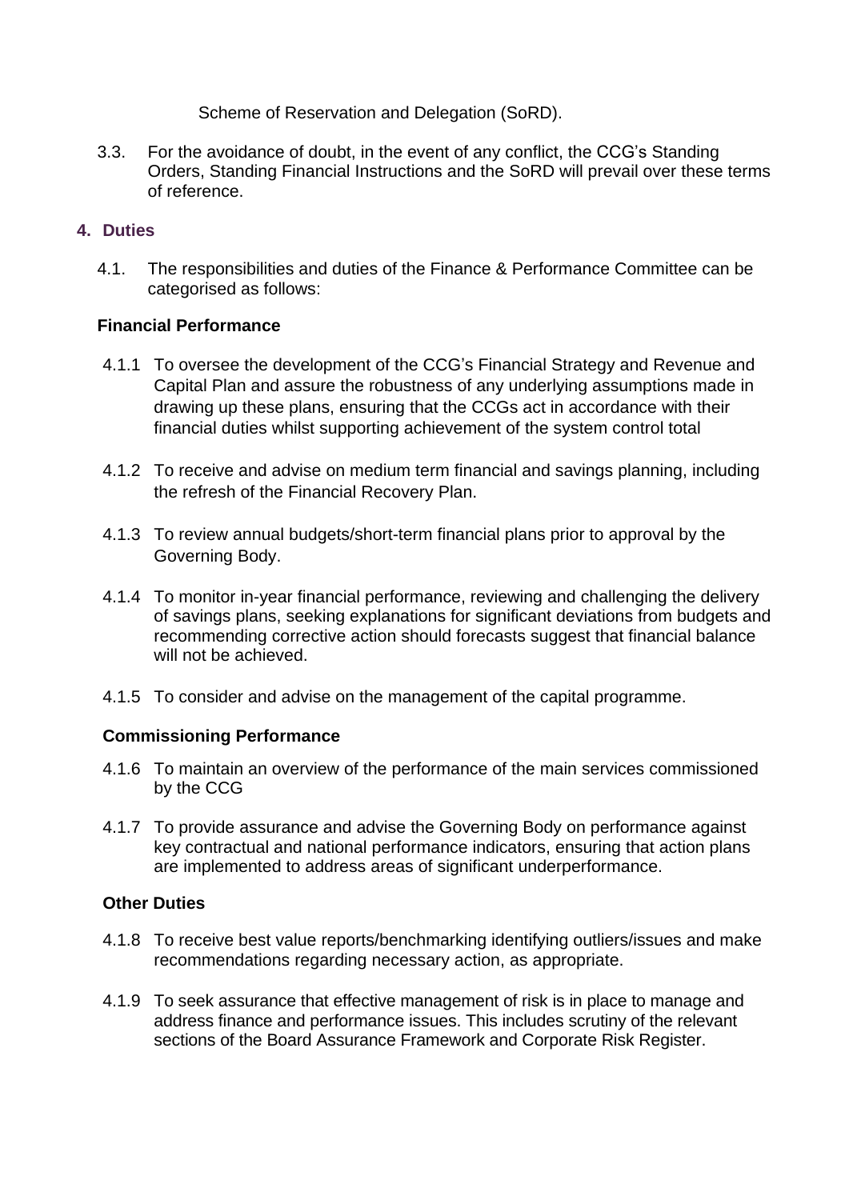Scheme of Reservation and Delegation (SoRD).

3.3. For the avoidance of doubt, in the event of any conflict, the CCG's Standing Orders, Standing Financial Instructions and the SoRD will prevail over these terms of reference.

## 4. Duties

4.1. The responsibilities and duties of the Finance & Performance Committee can be categorised as follows:

**Financial Performance**

4.1.1 To oversee the development of the CCG's Financial Strategy and Revenue and Capital Plan and assure the robustness of any underlying assumptions made in drawing up these plans, ensuring that the CCGs act in accordance with their financial duties whilst supporting achievement of the system control total

4.1.2 To receive and advise on medium term financial and savings planning, including the refresh of the Financial Recovery Plan.

4.1.3 To review annual budgets/short-term financial plans prior to approval by the Governing Body.

4.1.4 To monitor in-year financial performance, reviewing and challenging the delivery of savings plans, seeking explanations for significant deviations from budgets and recommending corrective action should forecasts suggest that financial balance will not be achieved.

4.1.5 To consider and advise on the management of the capital programme.

**Commissioning Performance**

4.1.6 To maintain an overview of the performance of the main services commissioned by the CCG

4.1.7 To provide assurance and advise the Governing Body on performance against key contractual and national performance indicators, ensuring that action plans are implemented to address areas of significant underperformance.

**Other Duties**

4.1.8 To receive best value reports/benchmarking identifying outliers/issues and make recommendations regarding necessary action, as appropriate.

4.1.9 To seek assurance that effective management of risk is in place to manage and address finance and performance issues. This includes scrutiny of the relevant sections of the Board Assurance Framework and Corporate Risk Register.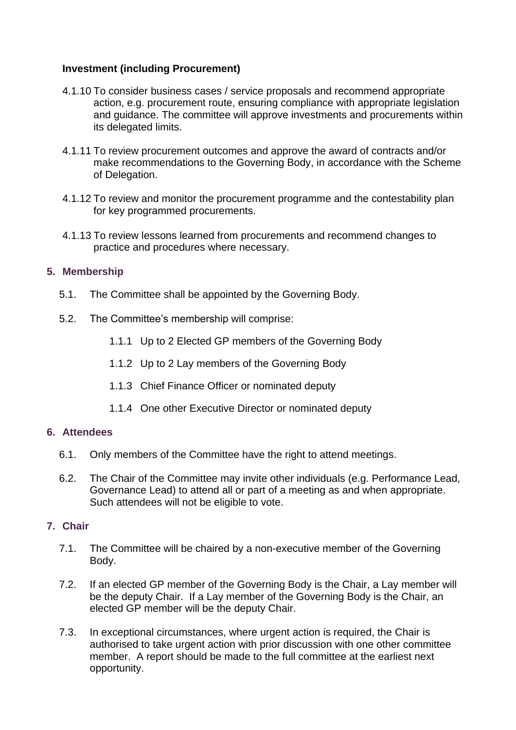**Investment (including Procurement)**

4.1.10 To consider business cases / service proposals and recommend appropriate action, e.g. procurement route, ensuring compliance with appropriate legislation and guidance. The committee will approve investments and procurements within its delegated limits.

4.1.11 To review procurement outcomes and approve the award of contracts and/or make recommendations to the Governing Body, in accordance with the Scheme of Delegation.

4.1.12 To review and monitor the procurement programme and the contestability plan for key programmed procurements.

4.1.13 To review lessons learned from procurements and recommend changes to practice and procedures where necessary.

## 5. Membership

5.1. The Committee shall be appointed by the Governing Body.

5.2. The Committee's membership will comprise:

1.1.1 Up to 2 Elected GP members of the Governing Body

1.1.2 Up to 2 Lay members of the Governing Body

1.1.3 Chief Finance Officer or nominated deputy

1.1.4 One other Executive Director or nominated deputy

## 6. Attendees

6.1. Only members of the Committee have the right to attend meetings.

6.2. The Chair of the Committee may invite other individuals (e.g. Performance Lead, Governance Lead) to attend all or part of a meeting as and when appropriate. Such attendees will not be eligible to vote.

## 7. Chair

7.1. The Committee will be chaired by a non-executive member of the Governing Body.

7.2. If an elected GP member of the Governing Body is the Chair, a Lay member will be the deputy Chair. If a Lay member of the Governing Body is the Chair, an elected GP member will be the deputy Chair.

7.3. In exceptional circumstances, where urgent action is required, the Chair is authorised to take urgent action with prior discussion with one other committee member. A report should be made to the full committee at the earliest next opportunity.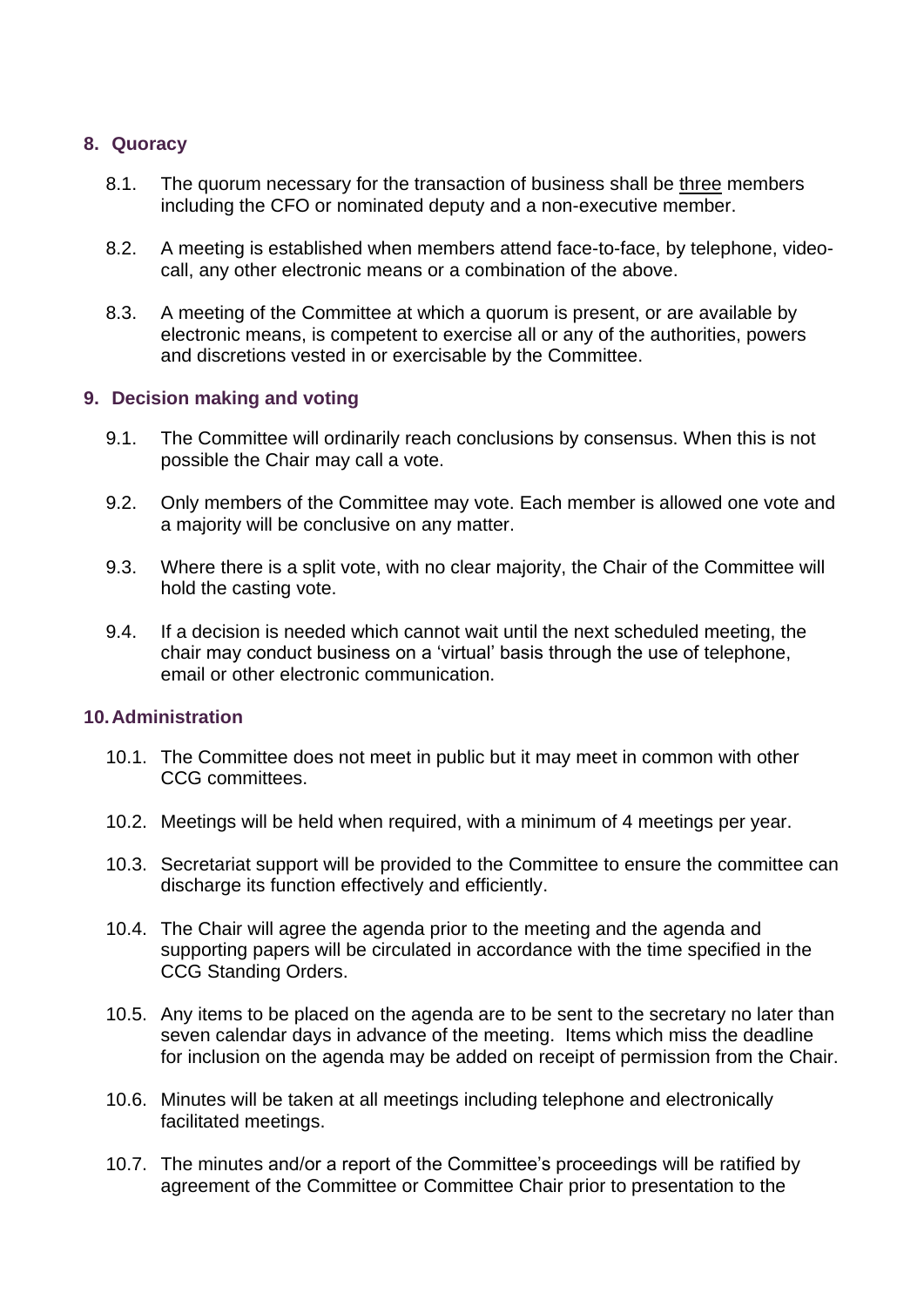## 8. Quoracy

8.1. The quorum necessary for the transaction of business shall be <u>three</u> members including the CFO or nominated deputy and a non-executive member.

8.2. A meeting is established when members attend face-to-face, by telephone, video-call, any other electronic means or a combination of the above.

8.3. A meeting of the Committee at which a quorum is present, or are available by electronic means, is competent to exercise all or any of the authorities, powers and discretions vested in or exercisable by the Committee.

## 9. Decision making and voting

9.1. The Committee will ordinarily reach conclusions by consensus. When this is not possible the Chair may call a vote.

9.2. Only members of the Committee may vote. Each member is allowed one vote and a majority will be conclusive on any matter.

9.3. Where there is a split vote, with no clear majority, the Chair of the Committee will hold the casting vote.

9.4. If a decision is needed which cannot wait until the next scheduled meeting, the chair may conduct business on a 'virtual' basis through the use of telephone, email or other electronic communication.

## 10. Administration

10.1. The Committee does not meet in public but it may meet in common with other CCG committees.

10.2. Meetings will be held when required, with a minimum of 4 meetings per year.

10.3. Secretariat support will be provided to the Committee to ensure the committee can discharge its function effectively and efficiently.

10.4. The Chair will agree the agenda prior to the meeting and the agenda and supporting papers will be circulated in accordance with the time specified in the CCG Standing Orders.

10.5. Any items to be placed on the agenda are to be sent to the secretary no later than seven calendar days in advance of the meeting. Items which miss the deadline for inclusion on the agenda may be added on receipt of permission from the Chair.

10.6. Minutes will be taken at all meetings including telephone and electronically facilitated meetings.

10.7. The minutes and/or a report of the Committee's proceedings will be ratified by agreement of the Committee or Committee Chair prior to presentation to the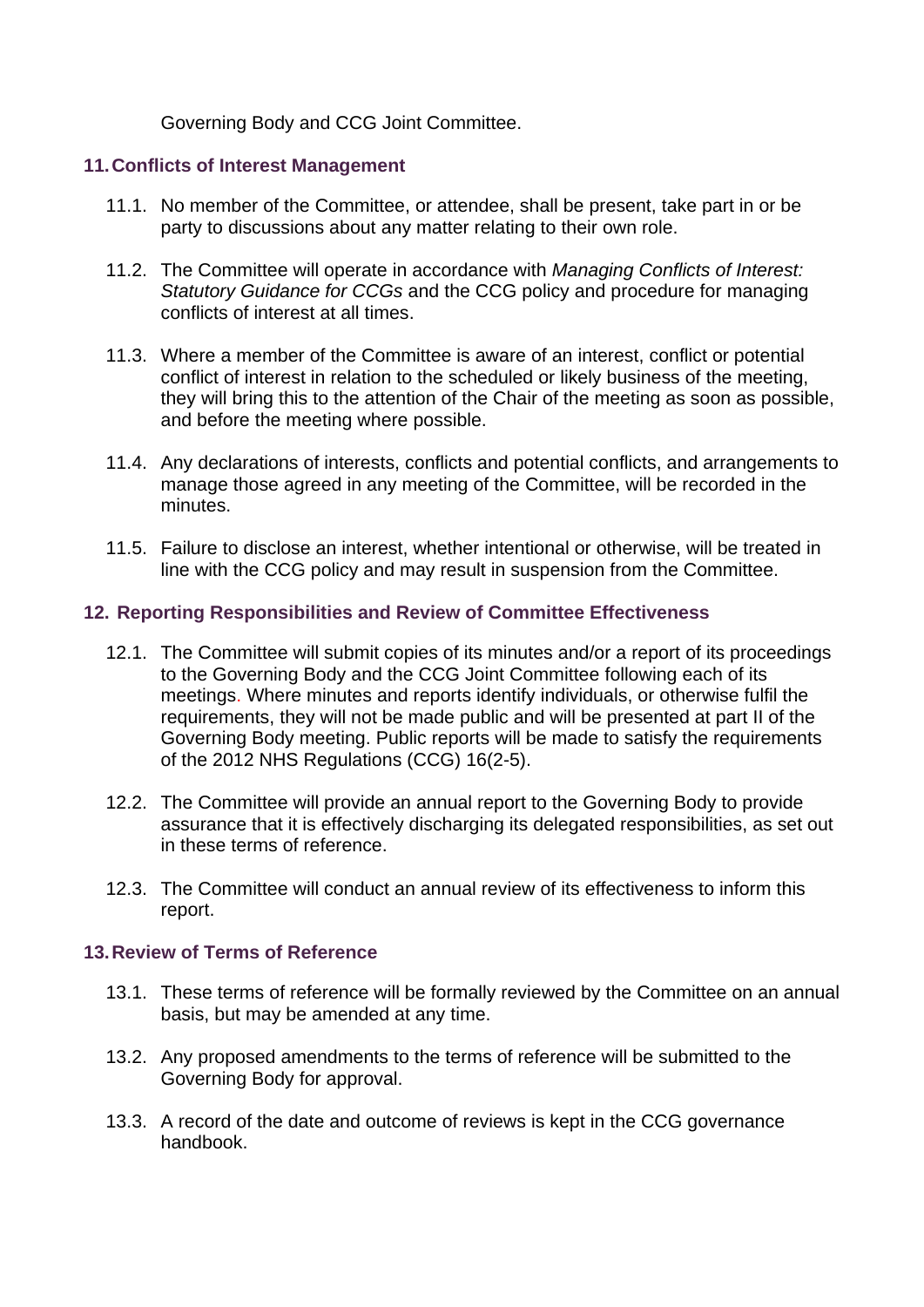Governing Body and CCG Joint Committee.

## 11. Conflicts of Interest Management

11.1. No member of the Committee, or attendee, shall be present, take part in or be party to discussions about any matter relating to their own role.

11.2. The Committee will operate in accordance with *Managing Conflicts of Interest: Statutory Guidance for CCGs* and the CCG policy and procedure for managing conflicts of interest at all times.

11.3. Where a member of the Committee is aware of an interest, conflict or potential conflict of interest in relation to the scheduled or likely business of the meeting, they will bring this to the attention of the Chair of the meeting as soon as possible, and before the meeting where possible.

11.4. Any declarations of interests, conflicts and potential conflicts, and arrangements to manage those agreed in any meeting of the Committee, will be recorded in the minutes.

11.5. Failure to disclose an interest, whether intentional or otherwise, will be treated in line with the CCG policy and may result in suspension from the Committee.

## 12. Reporting Responsibilities and Review of Committee Effectiveness

12.1. The Committee will submit copies of its minutes and/or a report of its proceedings to the Governing Body and the CCG Joint Committee following each of its meetings. Where minutes and reports identify individuals, or otherwise fulfil the requirements, they will not be made public and will be presented at part II of the Governing Body meeting. Public reports will be made to satisfy the requirements of the 2012 NHS Regulations (CCG) 16(2-5).

12.2. The Committee will provide an annual report to the Governing Body to provide assurance that it is effectively discharging its delegated responsibilities, as set out in these terms of reference.

12.3. The Committee will conduct an annual review of its effectiveness to inform this report.

## 13. Review of Terms of Reference

13.1. These terms of reference will be formally reviewed by the Committee on an annual basis, but may be amended at any time.

13.2. Any proposed amendments to the terms of reference will be submitted to the Governing Body for approval.

13.3. A record of the date and outcome of reviews is kept in the CCG governance handbook.